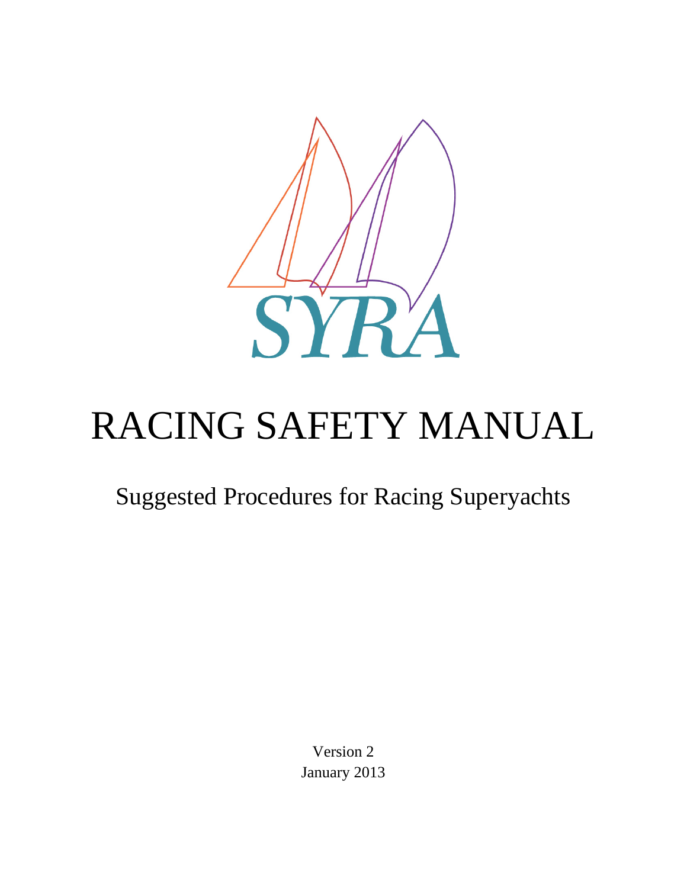SYRA

# RACING SAFETY MANUAL

## Suggested Procedures for Racing Superyachts

Version 2
January 2013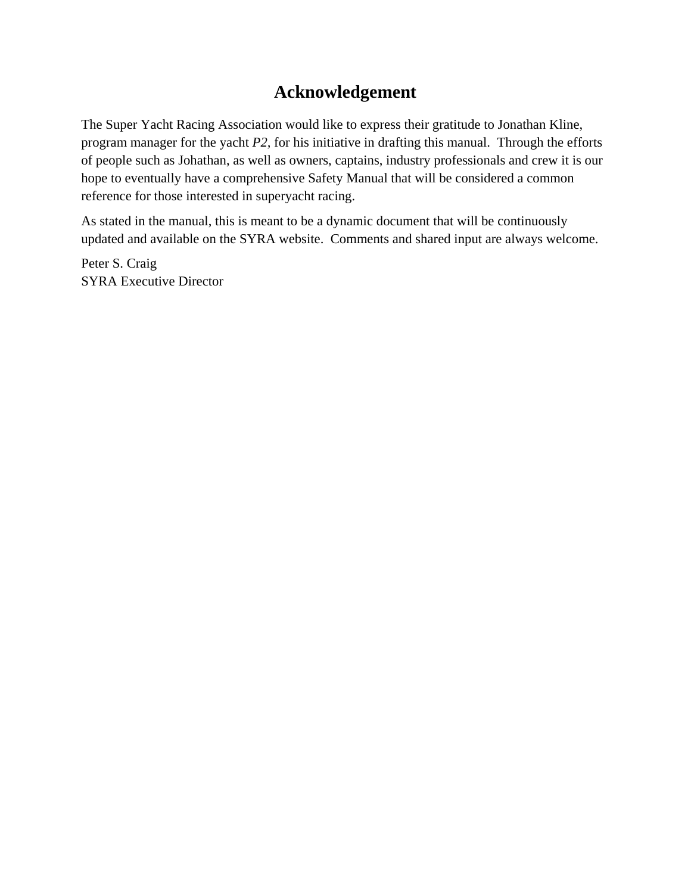# Acknowledgement

The Super Yacht Racing Association would like to express their gratitude to Jonathan Kline, program manager for the yacht *P2*, for his initiative in drafting this manual. Through the efforts of people such as Johathan, as well as owners, captains, industry professionals and crew it is our hope to eventually have a comprehensive Safety Manual that will be considered a common reference for those interested in superyacht racing.

As stated in the manual, this is meant to be a dynamic document that will be continuously updated and available on the SYRA website. Comments and shared input are always welcome.

Peter S. Craig
SYRA Executive Director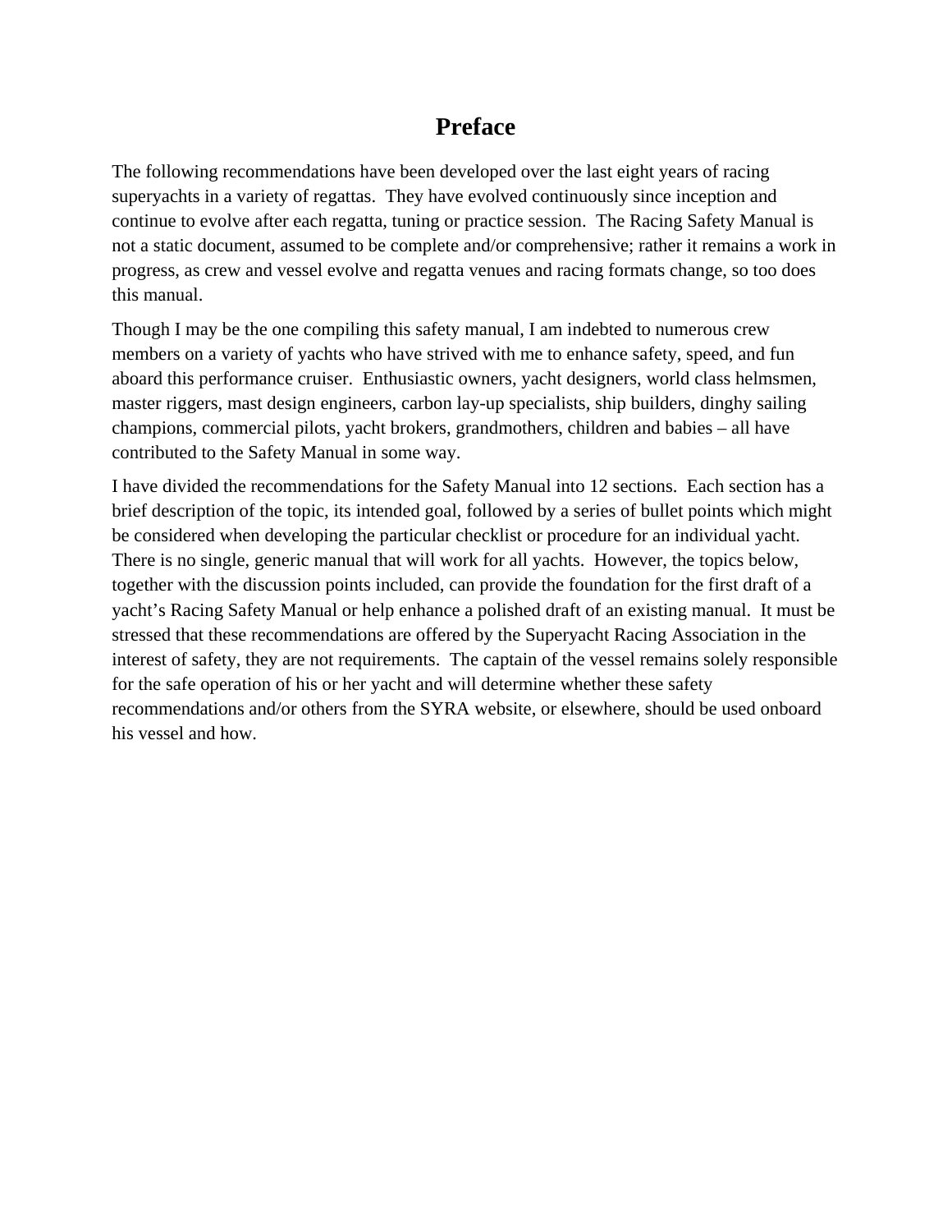# Preface

The following recommendations have been developed over the last eight years of racing superyachts in a variety of regattas. They have evolved continuously since inception and continue to evolve after each regatta, tuning or practice session. The Racing Safety Manual is not a static document, assumed to be complete and/or comprehensive; rather it remains a work in progress, as crew and vessel evolve and regatta venues and racing formats change, so too does this manual.

Though I may be the one compiling this safety manual, I am indebted to numerous crew members on a variety of yachts who have strived with me to enhance safety, speed, and fun aboard this performance cruiser. Enthusiastic owners, yacht designers, world class helmsmen, master riggers, mast design engineers, carbon lay-up specialists, ship builders, dinghy sailing champions, commercial pilots, yacht brokers, grandmothers, children and babies – all have contributed to the Safety Manual in some way.

I have divided the recommendations for the Safety Manual into 12 sections. Each section has a brief description of the topic, its intended goal, followed by a series of bullet points which might be considered when developing the particular checklist or procedure for an individual yacht. There is no single, generic manual that will work for all yachts. However, the topics below, together with the discussion points included, can provide the foundation for the first draft of a yacht's Racing Safety Manual or help enhance a polished draft of an existing manual. It must be stressed that these recommendations are offered by the Superyacht Racing Association in the interest of safety, they are not requirements. The captain of the vessel remains solely responsible for the safe operation of his or her yacht and will determine whether these safety recommendations and/or others from the SYRA website, or elsewhere, should be used onboard his vessel and how.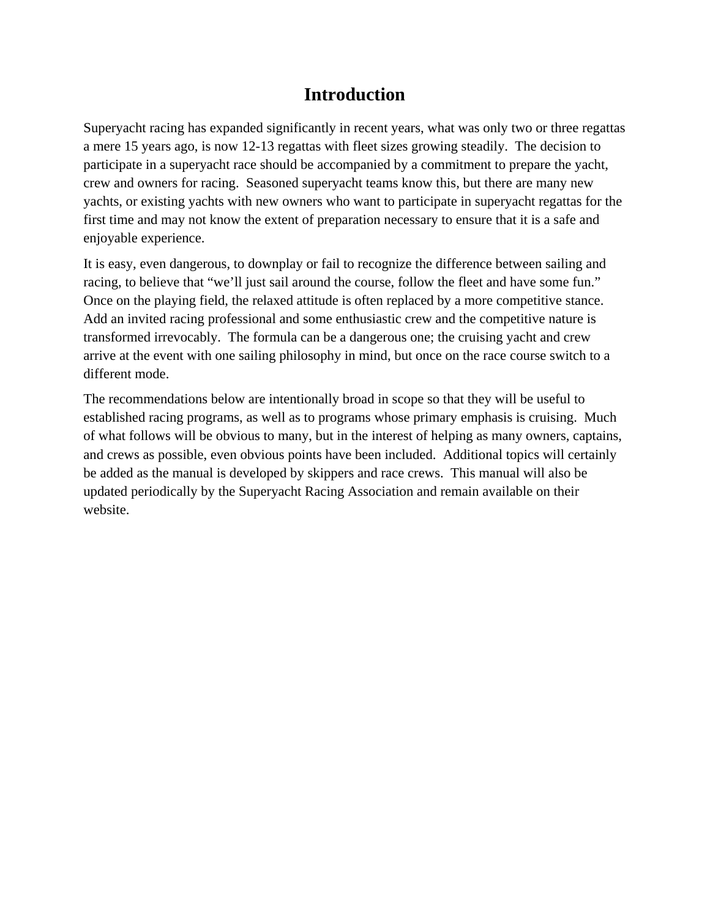# Introduction

Superyacht racing has expanded significantly in recent years, what was only two or three regattas a mere 15 years ago, is now 12-13 regattas with fleet sizes growing steadily. The decision to participate in a superyacht race should be accompanied by a commitment to prepare the yacht, crew and owners for racing. Seasoned superyacht teams know this, but there are many new yachts, or existing yachts with new owners who want to participate in superyacht regattas for the first time and may not know the extent of preparation necessary to ensure that it is a safe and enjoyable experience.

It is easy, even dangerous, to downplay or fail to recognize the difference between sailing and racing, to believe that "we'll just sail around the course, follow the fleet and have some fun." Once on the playing field, the relaxed attitude is often replaced by a more competitive stance. Add an invited racing professional and some enthusiastic crew and the competitive nature is transformed irrevocably. The formula can be a dangerous one; the cruising yacht and crew arrive at the event with one sailing philosophy in mind, but once on the race course switch to a different mode.

The recommendations below are intentionally broad in scope so that they will be useful to established racing programs, as well as to programs whose primary emphasis is cruising. Much of what follows will be obvious to many, but in the interest of helping as many owners, captains, and crews as possible, even obvious points have been included. Additional topics will certainly be added as the manual is developed by skippers and race crews. This manual will also be updated periodically by the Superyacht Racing Association and remain available on their website.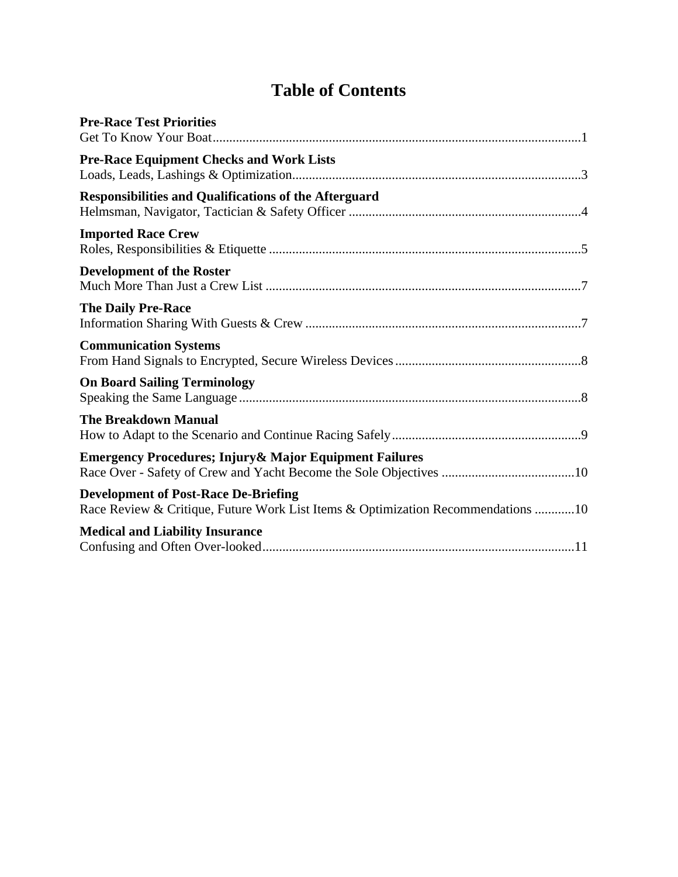# Table of Contents

**Pre-Race Test Priorities**
Get To Know Your Boat..............................................................................................................1

**Pre-Race Equipment Checks and Work Lists**
Loads, Leads, Lashings & Optimization......................................................................................3

**Responsibilities and Qualifications of the Afterguard**
Helmsman, Navigator, Tactician & Safety Officer .....................................................................4

**Imported Race Crew**
Roles, Responsibilities & Etiquette .............................................................................................5

**Development of the Roster**
Much More Than Just a Crew List ..............................................................................................7

**The Daily Pre-Race**
Information Sharing With Guests & Crew ..................................................................................7

**Communication Systems**
From Hand Signals to Encrypted, Secure Wireless Devices.......................................................8

**On Board Sailing Terminology**
Speaking the Same Language......................................................................................................8

**The Breakdown Manual**
How to Adapt to the Scenario and Continue Racing Safely........................................................9

**Emergency Procedures; Injury& Major Equipment Failures**
Race Over - Safety of Crew and Yacht Become the Sole Objectives ........................................10

**Development of Post-Race De-Briefing**
Race Review & Critique, Future Work List Items & Optimization Recommendations ............10

**Medical and Liability Insurance**
Confusing and Often Over-looked.............................................................................................11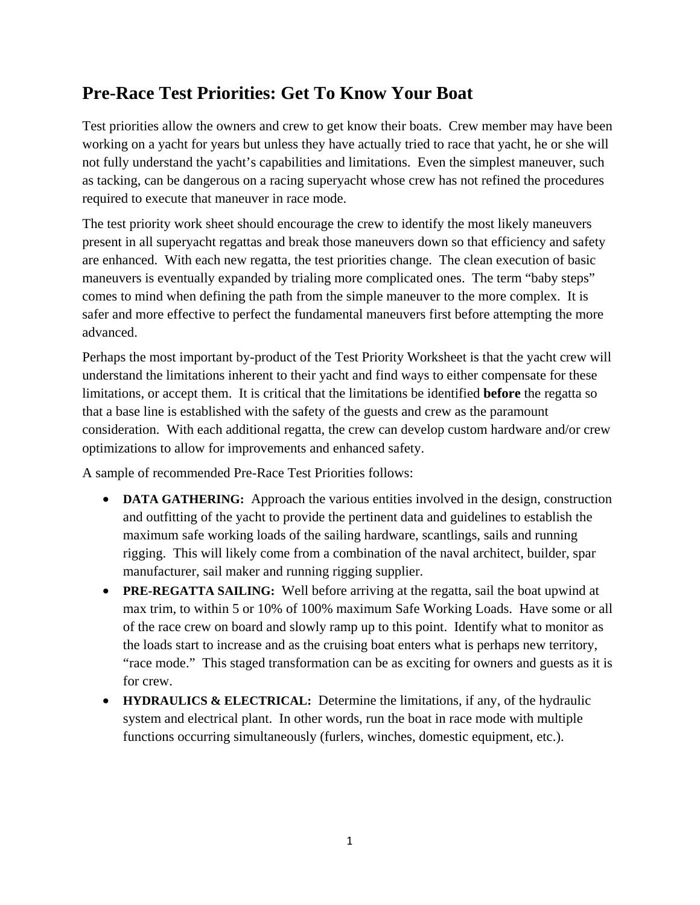## Pre-Race Test Priorities: Get To Know Your Boat

Test priorities allow the owners and crew to get know their boats. Crew member may have been working on a yacht for years but unless they have actually tried to race that yacht, he or she will not fully understand the yacht's capabilities and limitations. Even the simplest maneuver, such as tacking, can be dangerous on a racing superyacht whose crew has not refined the procedures required to execute that maneuver in race mode.

The test priority work sheet should encourage the crew to identify the most likely maneuvers present in all superyacht regattas and break those maneuvers down so that efficiency and safety are enhanced. With each new regatta, the test priorities change. The clean execution of basic maneuvers is eventually expanded by trialing more complicated ones. The term "baby steps" comes to mind when defining the path from the simple maneuver to the more complex. It is safer and more effective to perfect the fundamental maneuvers first before attempting the more advanced.

Perhaps the most important by-product of the Test Priority Worksheet is that the yacht crew will understand the limitations inherent to their yacht and find ways to either compensate for these limitations, or accept them. It is critical that the limitations be identified **before** the regatta so that a base line is established with the safety of the guests and crew as the paramount consideration. With each additional regatta, the crew can develop custom hardware and/or crew optimizations to allow for improvements and enhanced safety.

A sample of recommended Pre-Race Test Priorities follows:

- **DATA GATHERING:** Approach the various entities involved in the design, construction and outfitting of the yacht to provide the pertinent data and guidelines to establish the maximum safe working loads of the sailing hardware, scantlings, sails and running rigging. This will likely come from a combination of the naval architect, builder, spar manufacturer, sail maker and running rigging supplier.
- **PRE-REGATTA SAILING:** Well before arriving at the regatta, sail the boat upwind at max trim, to within 5 or 10% of 100% maximum Safe Working Loads. Have some or all of the race crew on board and slowly ramp up to this point. Identify what to monitor as the loads start to increase and as the cruising boat enters what is perhaps new territory, "race mode." This staged transformation can be as exciting for owners and guests as it is for crew.
- **HYDRAULICS & ELECTRICAL:** Determine the limitations, if any, of the hydraulic system and electrical plant. In other words, run the boat in race mode with multiple functions occurring simultaneously (furlers, winches, domestic equipment, etc.).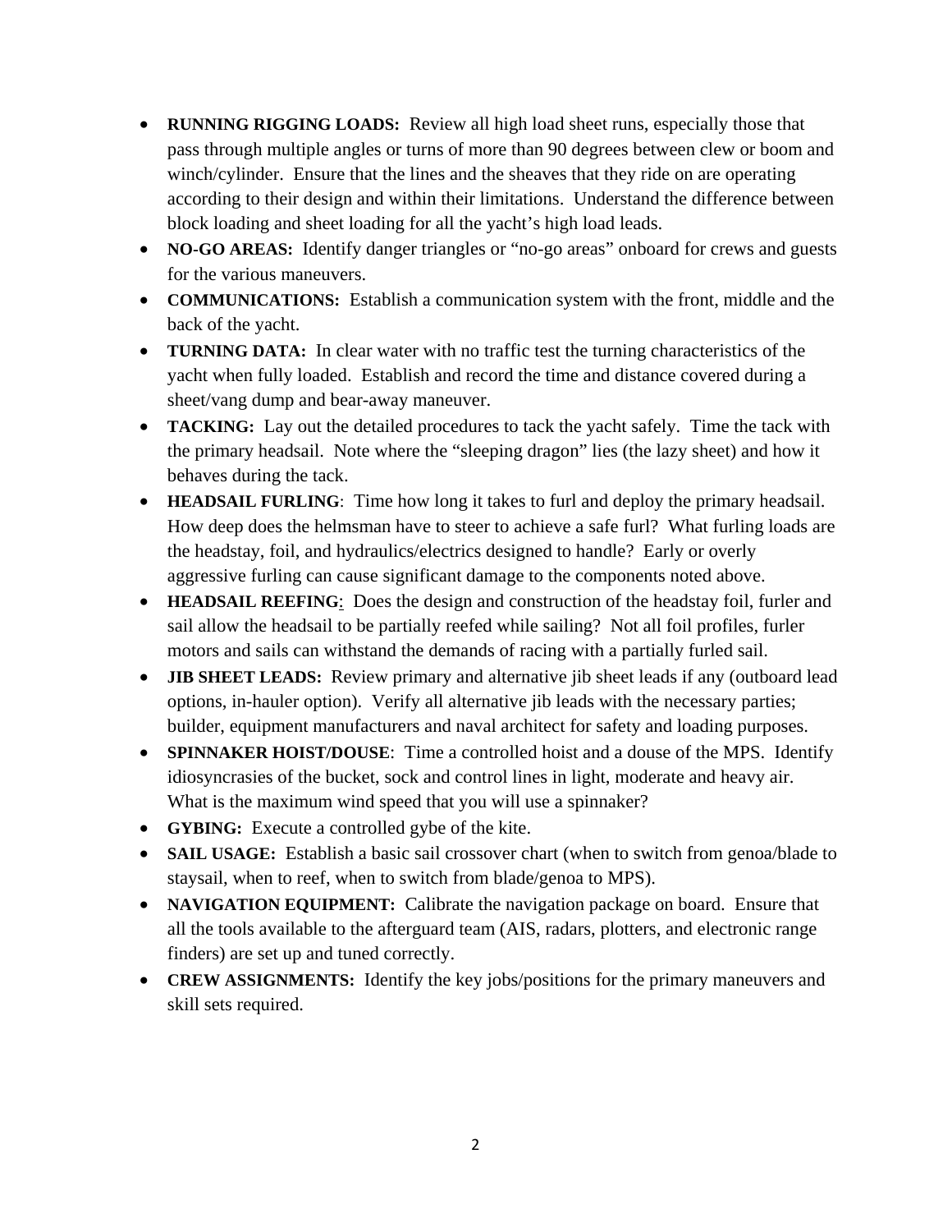- **RUNNING RIGGING LOADS:** Review all high load sheet runs, especially those that pass through multiple angles or turns of more than 90 degrees between clew or boom and winch/cylinder. Ensure that the lines and the sheaves that they ride on are operating according to their design and within their limitations. Understand the difference between block loading and sheet loading for all the yacht's high load leads.
- **NO-GO AREAS:** Identify danger triangles or "no-go areas" onboard for crews and guests for the various maneuvers.
- **COMMUNICATIONS:** Establish a communication system with the front, middle and the back of the yacht.
- **TURNING DATA:** In clear water with no traffic test the turning characteristics of the yacht when fully loaded. Establish and record the time and distance covered during a sheet/vang dump and bear-away maneuver.
- **TACKING:** Lay out the detailed procedures to tack the yacht safely. Time the tack with the primary headsail. Note where the "sleeping dragon" lies (the lazy sheet) and how it behaves during the tack.
- **HEADSAIL FURLING**: Time how long it takes to furl and deploy the primary headsail. How deep does the helmsman have to steer to achieve a safe furl? What furling loads are the headstay, foil, and hydraulics/electrics designed to handle? Early or overly aggressive furling can cause significant damage to the components noted above.
- **HEADSAIL REEFING**: Does the design and construction of the headstay foil, furler and sail allow the headsail to be partially reefed while sailing? Not all foil profiles, furler motors and sails can withstand the demands of racing with a partially furled sail.
- **JIB SHEET LEADS:** Review primary and alternative jib sheet leads if any (outboard lead options, in-hauler option). Verify all alternative jib leads with the necessary parties; builder, equipment manufacturers and naval architect for safety and loading purposes.
- **SPINNAKER HOIST/DOUSE**: Time a controlled hoist and a douse of the MPS. Identify idiosyncrasies of the bucket, sock and control lines in light, moderate and heavy air. What is the maximum wind speed that you will use a spinnaker?
- **GYBING:** Execute a controlled gybe of the kite.
- **SAIL USAGE:** Establish a basic sail crossover chart (when to switch from genoa/blade to staysail, when to reef, when to switch from blade/genoa to MPS).
- **NAVIGATION EQUIPMENT:** Calibrate the navigation package on board. Ensure that all the tools available to the afterguard team (AIS, radars, plotters, and electronic range finders) are set up and tuned correctly.
- **CREW ASSIGNMENTS:** Identify the key jobs/positions for the primary maneuvers and skill sets required.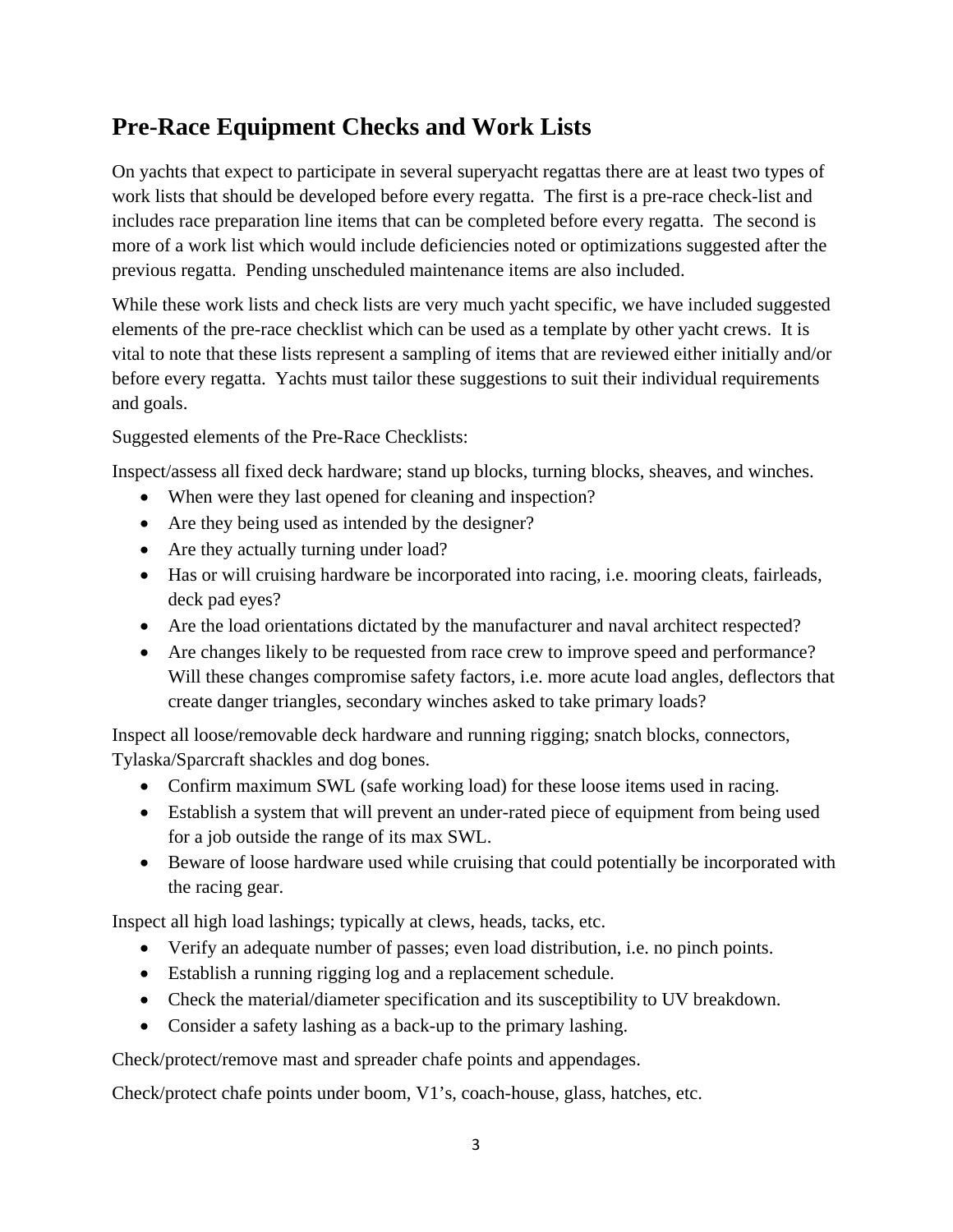## Pre-Race Equipment Checks and Work Lists

On yachts that expect to participate in several superyacht regattas there are at least two types of work lists that should be developed before every regatta. The first is a pre-race check-list and includes race preparation line items that can be completed before every regatta. The second is more of a work list which would include deficiencies noted or optimizations suggested after the previous regatta. Pending unscheduled maintenance items are also included.

While these work lists and check lists are very much yacht specific, we have included suggested elements of the pre-race checklist which can be used as a template by other yacht crews. It is vital to note that these lists represent a sampling of items that are reviewed either initially and/or before every regatta. Yachts must tailor these suggestions to suit their individual requirements and goals.

Suggested elements of the Pre-Race Checklists:

Inspect/assess all fixed deck hardware; stand up blocks, turning blocks, sheaves, and winches.

- When were they last opened for cleaning and inspection?
- Are they being used as intended by the designer?
- Are they actually turning under load?
- Has or will cruising hardware be incorporated into racing, i.e. mooring cleats, fairleads, deck pad eyes?
- Are the load orientations dictated by the manufacturer and naval architect respected?
- Are changes likely to be requested from race crew to improve speed and performance? Will these changes compromise safety factors, i.e. more acute load angles, deflectors that create danger triangles, secondary winches asked to take primary loads?

Inspect all loose/removable deck hardware and running rigging; snatch blocks, connectors, Tylaska/Sparcraft shackles and dog bones.

- Confirm maximum SWL (safe working load) for these loose items used in racing.
- Establish a system that will prevent an under-rated piece of equipment from being used for a job outside the range of its max SWL.
- Beware of loose hardware used while cruising that could potentially be incorporated with the racing gear.

Inspect all high load lashings; typically at clews, heads, tacks, etc.

- Verify an adequate number of passes; even load distribution, i.e. no pinch points.
- Establish a running rigging log and a replacement schedule.
- Check the material/diameter specification and its susceptibility to UV breakdown.
- Consider a safety lashing as a back-up to the primary lashing.

Check/protect/remove mast and spreader chafe points and appendages.

Check/protect chafe points under boom, V1's, coach-house, glass, hatches, etc.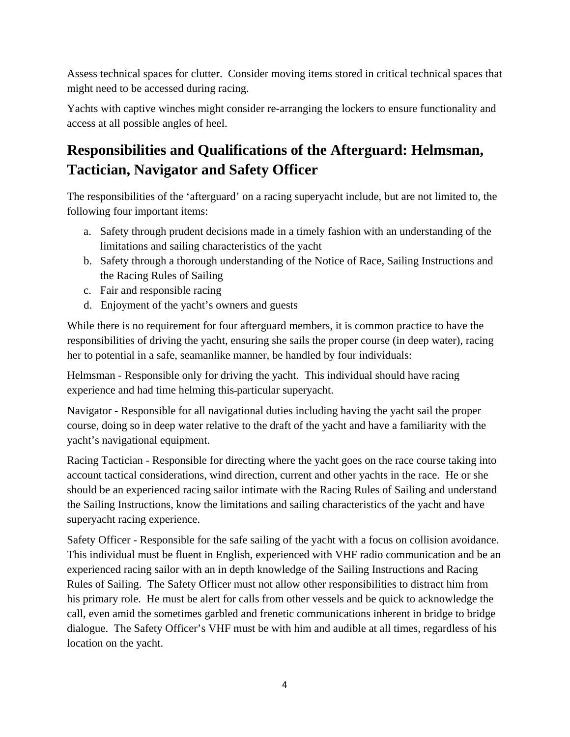Assess technical spaces for clutter. Consider moving items stored in critical technical spaces that might need to be accessed during racing.

Yachts with captive winches might consider re-arranging the lockers to ensure functionality and access at all possible angles of heel.

## Responsibilities and Qualifications of the Afterguard: Helmsman, Tactician, Navigator and Safety Officer

The responsibilities of the 'afterguard' on a racing superyacht include, but are not limited to, the following four important items:

a. Safety through prudent decisions made in a timely fashion with an understanding of the limitations and sailing characteristics of the yacht
b. Safety through a thorough understanding of the Notice of Race, Sailing Instructions and the Racing Rules of Sailing
c. Fair and responsible racing
d. Enjoyment of the yacht's owners and guests

While there is no requirement for four afterguard members, it is common practice to have the responsibilities of driving the yacht, ensuring she sails the proper course (in deep water), racing her to potential in a safe, seamanlike manner, be handled by four individuals:

Helmsman - Responsible only for driving the yacht. This individual should have racing experience and had time helming this particular superyacht.

Navigator - Responsible for all navigational duties including having the yacht sail the proper course, doing so in deep water relative to the draft of the yacht and have a familiarity with the yacht's navigational equipment.

Racing Tactician - Responsible for directing where the yacht goes on the race course taking into account tactical considerations, wind direction, current and other yachts in the race. He or she should be an experienced racing sailor intimate with the Racing Rules of Sailing and understand the Sailing Instructions, know the limitations and sailing characteristics of the yacht and have superyacht racing experience.

Safety Officer - Responsible for the safe sailing of the yacht with a focus on collision avoidance. This individual must be fluent in English, experienced with VHF radio communication and be an experienced racing sailor with an in depth knowledge of the Sailing Instructions and Racing Rules of Sailing. The Safety Officer must not allow other responsibilities to distract him from his primary role. He must be alert for calls from other vessels and be quick to acknowledge the call, even amid the sometimes garbled and frenetic communications inherent in bridge to bridge dialogue. The Safety Officer's VHF must be with him and audible at all times, regardless of his location on the yacht.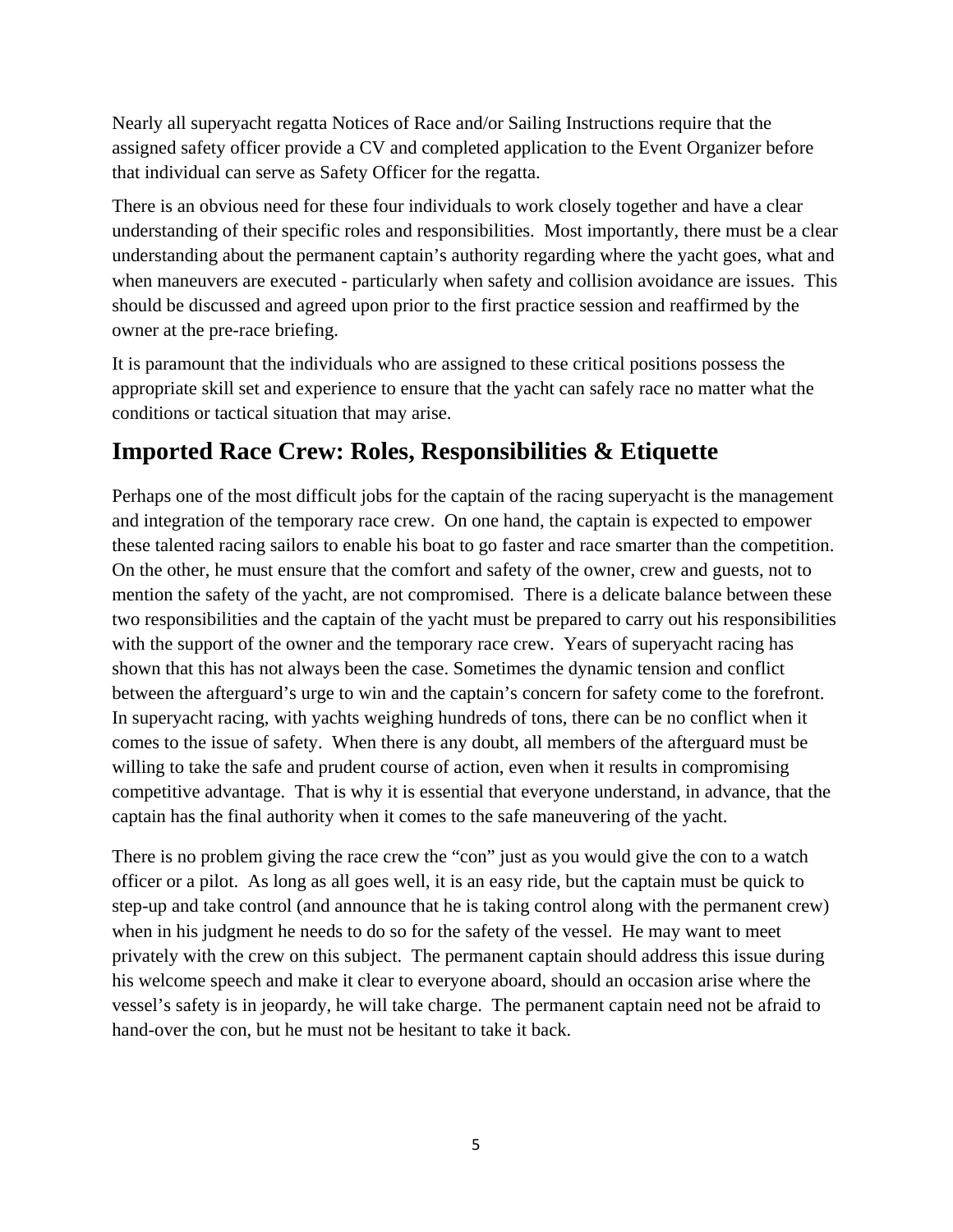Nearly all superyacht regatta Notices of Race and/or Sailing Instructions require that the assigned safety officer provide a CV and completed application to the Event Organizer before that individual can serve as Safety Officer for the regatta.

There is an obvious need for these four individuals to work closely together and have a clear understanding of their specific roles and responsibilities. Most importantly, there must be a clear understanding about the permanent captain's authority regarding where the yacht goes, what and when maneuvers are executed - particularly when safety and collision avoidance are issues. This should be discussed and agreed upon prior to the first practice session and reaffirmed by the owner at the pre-race briefing.

It is paramount that the individuals who are assigned to these critical positions possess the appropriate skill set and experience to ensure that the yacht can safely race no matter what the conditions or tactical situation that may arise.

## Imported Race Crew: Roles, Responsibilities & Etiquette

Perhaps one of the most difficult jobs for the captain of the racing superyacht is the management and integration of the temporary race crew. On one hand, the captain is expected to empower these talented racing sailors to enable his boat to go faster and race smarter than the competition. On the other, he must ensure that the comfort and safety of the owner, crew and guests, not to mention the safety of the yacht, are not compromised. There is a delicate balance between these two responsibilities and the captain of the yacht must be prepared to carry out his responsibilities with the support of the owner and the temporary race crew. Years of superyacht racing has shown that this has not always been the case. Sometimes the dynamic tension and conflict between the afterguard's urge to win and the captain's concern for safety come to the forefront. In superyacht racing, with yachts weighing hundreds of tons, there can be no conflict when it comes to the issue of safety. When there is any doubt, all members of the afterguard must be willing to take the safe and prudent course of action, even when it results in compromising competitive advantage. That is why it is essential that everyone understand, in advance, that the captain has the final authority when it comes to the safe maneuvering of the yacht.

There is no problem giving the race crew the "con" just as you would give the con to a watch officer or a pilot. As long as all goes well, it is an easy ride, but the captain must be quick to step-up and take control (and announce that he is taking control along with the permanent crew) when in his judgment he needs to do so for the safety of the vessel. He may want to meet privately with the crew on this subject. The permanent captain should address this issue during his welcome speech and make it clear to everyone aboard, should an occasion arise where the vessel's safety is in jeopardy, he will take charge. The permanent captain need not be afraid to hand-over the con, but he must not be hesitant to take it back.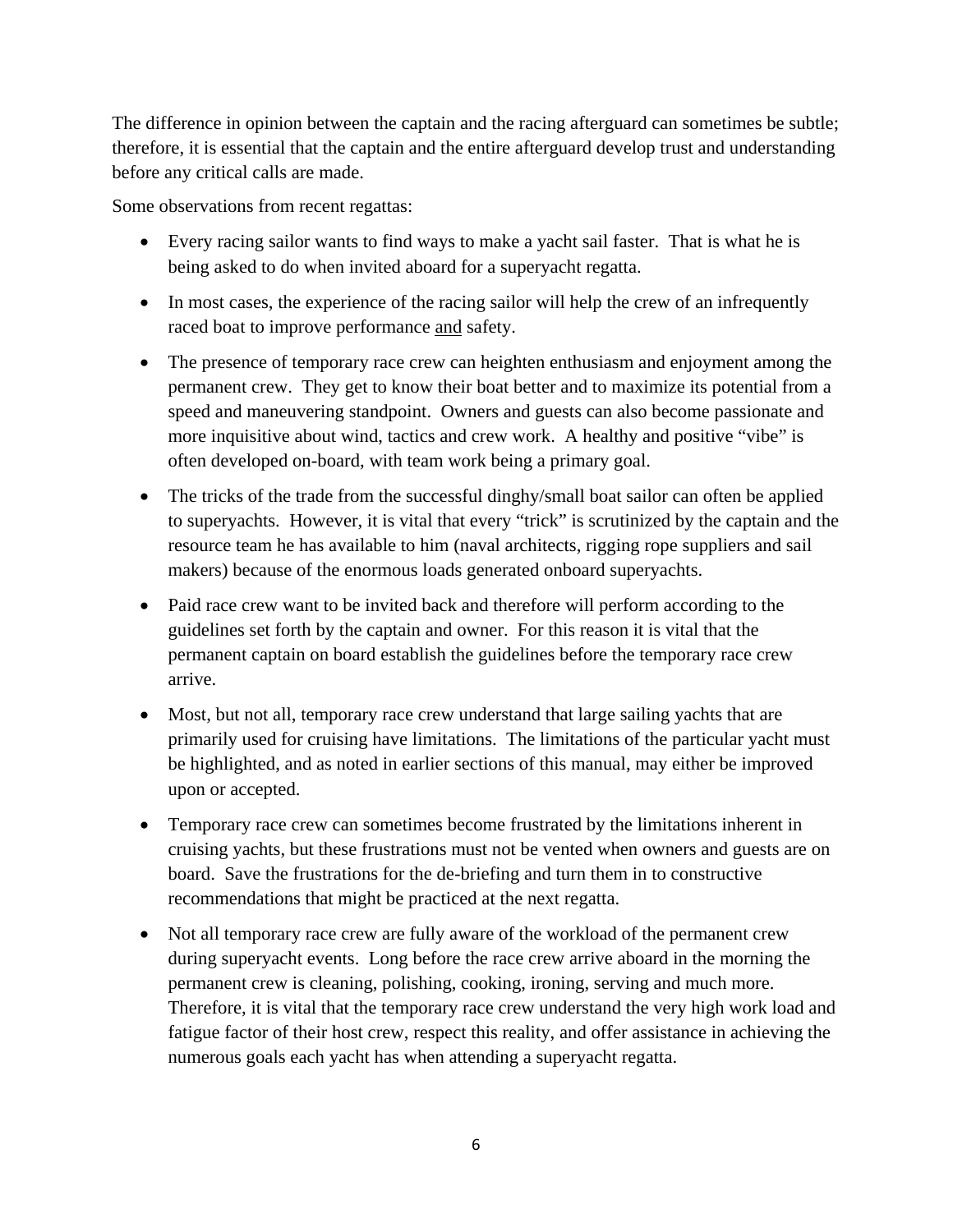The difference in opinion between the captain and the racing afterguard can sometimes be subtle; therefore, it is essential that the captain and the entire afterguard develop trust and understanding before any critical calls are made.

Some observations from recent regattas:

- Every racing sailor wants to find ways to make a yacht sail faster. That is what he is being asked to do when invited aboard for a superyacht regatta.
- In most cases, the experience of the racing sailor will help the crew of an infrequently raced boat to improve performance <u>and</u> safety.
- The presence of temporary race crew can heighten enthusiasm and enjoyment among the permanent crew. They get to know their boat better and to maximize its potential from a speed and maneuvering standpoint. Owners and guests can also become passionate and more inquisitive about wind, tactics and crew work. A healthy and positive "vibe" is often developed on-board, with team work being a primary goal.
- The tricks of the trade from the successful dinghy/small boat sailor can often be applied to superyachts. However, it is vital that every "trick" is scrutinized by the captain and the resource team he has available to him (naval architects, rigging rope suppliers and sail makers) because of the enormous loads generated onboard superyachts.
- Paid race crew want to be invited back and therefore will perform according to the guidelines set forth by the captain and owner. For this reason it is vital that the permanent captain on board establish the guidelines before the temporary race crew arrive.
- Most, but not all, temporary race crew understand that large sailing yachts that are primarily used for cruising have limitations. The limitations of the particular yacht must be highlighted, and as noted in earlier sections of this manual, may either be improved upon or accepted.
- Temporary race crew can sometimes become frustrated by the limitations inherent in cruising yachts, but these frustrations must not be vented when owners and guests are on board. Save the frustrations for the de-briefing and turn them in to constructive recommendations that might be practiced at the next regatta.
- Not all temporary race crew are fully aware of the workload of the permanent crew during superyacht events. Long before the race crew arrive aboard in the morning the permanent crew is cleaning, polishing, cooking, ironing, serving and much more. Therefore, it is vital that the temporary race crew understand the very high work load and fatigue factor of their host crew, respect this reality, and offer assistance in achieving the numerous goals each yacht has when attending a superyacht regatta.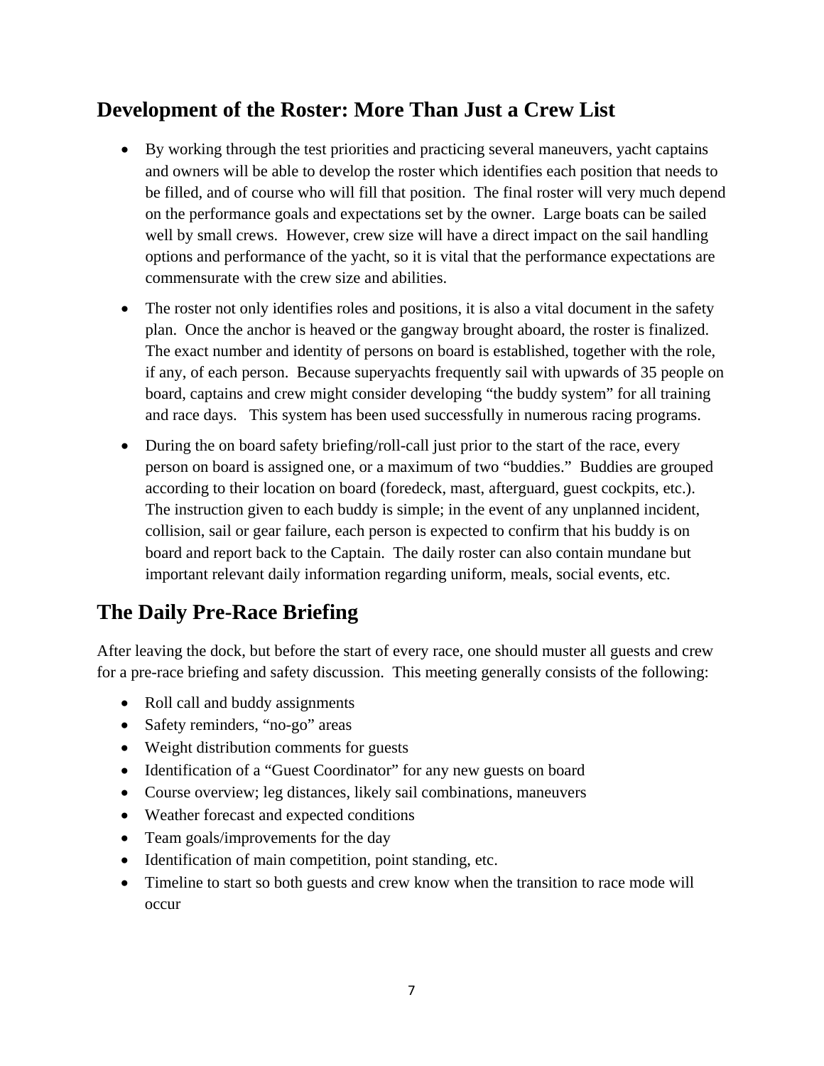## Development of the Roster: More Than Just a Crew List

- By working through the test priorities and practicing several maneuvers, yacht captains and owners will be able to develop the roster which identifies each position that needs to be filled, and of course who will fill that position. The final roster will very much depend on the performance goals and expectations set by the owner. Large boats can be sailed well by small crews. However, crew size will have a direct impact on the sail handling options and performance of the yacht, so it is vital that the performance expectations are commensurate with the crew size and abilities.
- The roster not only identifies roles and positions, it is also a vital document in the safety plan. Once the anchor is heaved or the gangway brought aboard, the roster is finalized. The exact number and identity of persons on board is established, together with the role, if any, of each person. Because superyachts frequently sail with upwards of 35 people on board, captains and crew might consider developing "the buddy system" for all training and race days. This system has been used successfully in numerous racing programs.
- During the on board safety briefing/roll-call just prior to the start of the race, every person on board is assigned one, or a maximum of two "buddies." Buddies are grouped according to their location on board (foredeck, mast, afterguard, guest cockpits, etc.). The instruction given to each buddy is simple; in the event of any unplanned incident, collision, sail or gear failure, each person is expected to confirm that his buddy is on board and report back to the Captain. The daily roster can also contain mundane but important relevant daily information regarding uniform, meals, social events, etc.

## The Daily Pre-Race Briefing

After leaving the dock, but before the start of every race, one should muster all guests and crew for a pre-race briefing and safety discussion. This meeting generally consists of the following:

- Roll call and buddy assignments
- Safety reminders, "no-go" areas
- Weight distribution comments for guests
- Identification of a "Guest Coordinator" for any new guests on board
- Course overview; leg distances, likely sail combinations, maneuvers
- Weather forecast and expected conditions
- Team goals/improvements for the day
- Identification of main competition, point standing, etc.
- Timeline to start so both guests and crew know when the transition to race mode will occur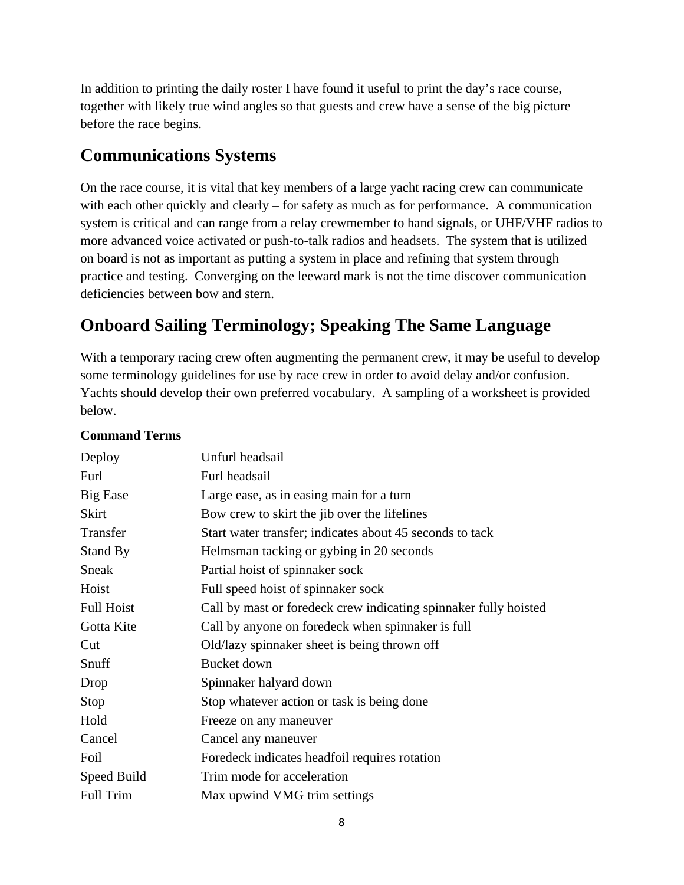In addition to printing the daily roster I have found it useful to print the day's race course, together with likely true wind angles so that guests and crew have a sense of the big picture before the race begins.

## Communications Systems

On the race course, it is vital that key members of a large yacht racing crew can communicate with each other quickly and clearly – for safety as much as for performance. A communication system is critical and can range from a relay crewmember to hand signals, or UHF/VHF radios to more advanced voice activated or push-to-talk radios and headsets. The system that is utilized on board is not as important as putting a system in place and refining that system through practice and testing. Converging on the leeward mark is not the time discover communication deficiencies between bow and stern.

## Onboard Sailing Terminology; Speaking The Same Language

With a temporary racing crew often augmenting the permanent crew, it may be useful to develop some terminology guidelines for use by race crew in order to avoid delay and/or confusion. Yachts should develop their own preferred vocabulary. A sampling of a worksheet is provided below.

**Command Terms**

| | |
|---|---|
| Deploy | Unfurl headsail |
| Furl | Furl headsail |
| Big Ease | Large ease, as in easing main for a turn |
| Skirt | Bow crew to skirt the jib over the lifelines |
| Transfer | Start water transfer; indicates about 45 seconds to tack |
| Stand By | Helmsman tacking or gybing in 20 seconds |
| Sneak | Partial hoist of spinnaker sock |
| Hoist | Full speed hoist of spinnaker sock |
| Full Hoist | Call by mast or foredeck crew indicating spinnaker fully hoisted |
| Gotta Kite | Call by anyone on foredeck when spinnaker is full |
| Cut | Old/lazy spinnaker sheet is being thrown off |
| Snuff | Bucket down |
| Drop | Spinnaker halyard down |
| Stop | Stop whatever action or task is being done |
| Hold | Freeze on any maneuver |
| Cancel | Cancel any maneuver |
| Foil | Foredeck indicates headfoil requires rotation |
| Speed Build | Trim mode for acceleration |
| Full Trim | Max upwind VMG trim settings |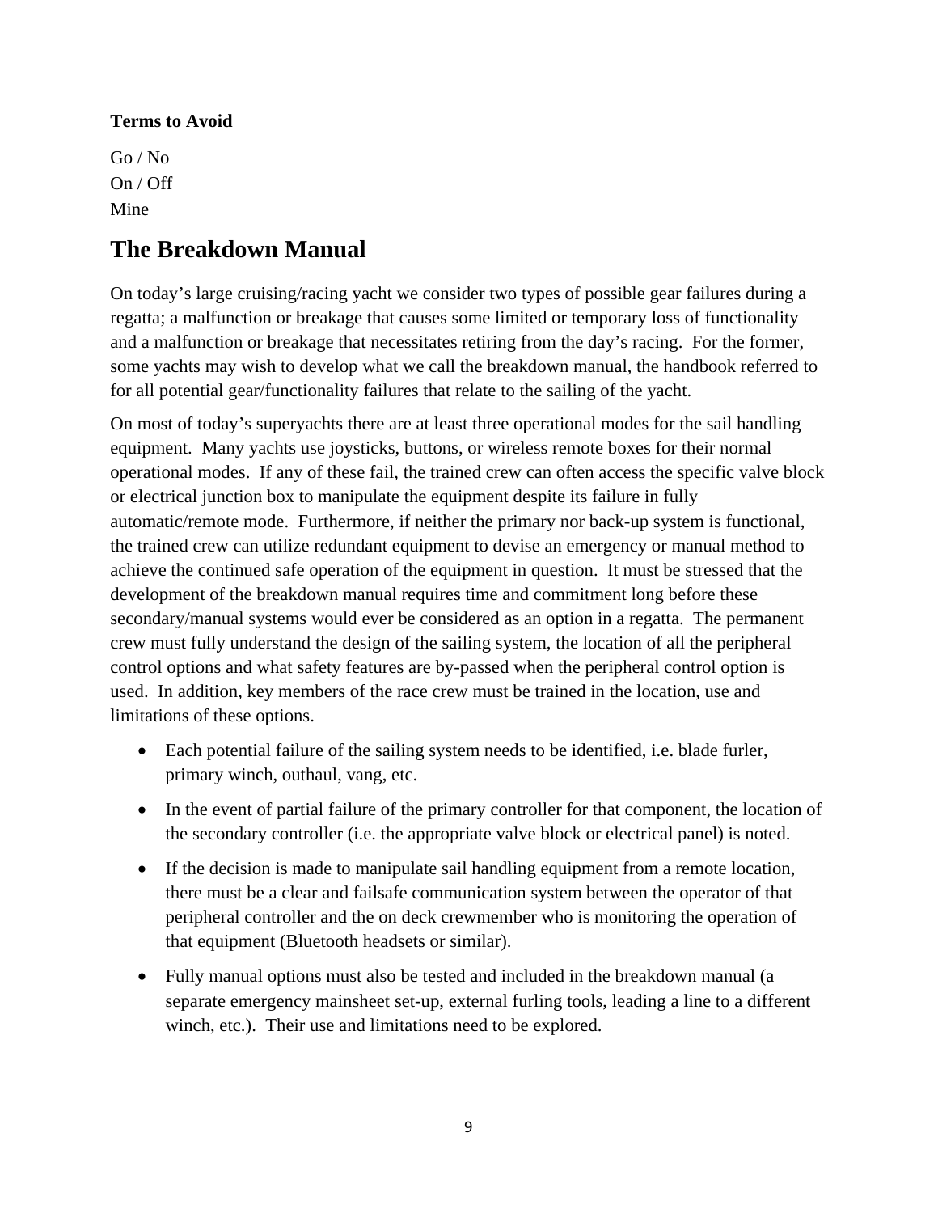**Terms to Avoid**

Go / No
On / Off
Mine

## The Breakdown Manual

On today's large cruising/racing yacht we consider two types of possible gear failures during a regatta; a malfunction or breakage that causes some limited or temporary loss of functionality and a malfunction or breakage that necessitates retiring from the day's racing. For the former, some yachts may wish to develop what we call the breakdown manual, the handbook referred to for all potential gear/functionality failures that relate to the sailing of the yacht.

On most of today's superyachts there are at least three operational modes for the sail handling equipment. Many yachts use joysticks, buttons, or wireless remote boxes for their normal operational modes. If any of these fail, the trained crew can often access the specific valve block or electrical junction box to manipulate the equipment despite its failure in fully automatic/remote mode. Furthermore, if neither the primary nor back-up system is functional, the trained crew can utilize redundant equipment to devise an emergency or manual method to achieve the continued safe operation of the equipment in question. It must be stressed that the development of the breakdown manual requires time and commitment long before these secondary/manual systems would ever be considered as an option in a regatta. The permanent crew must fully understand the design of the sailing system, the location of all the peripheral control options and what safety features are by-passed when the peripheral control option is used. In addition, key members of the race crew must be trained in the location, use and limitations of these options.

- Each potential failure of the sailing system needs to be identified, i.e. blade furler, primary winch, outhaul, vang, etc.
- In the event of partial failure of the primary controller for that component, the location of the secondary controller (i.e. the appropriate valve block or electrical panel) is noted.
- If the decision is made to manipulate sail handling equipment from a remote location, there must be a clear and failsafe communication system between the operator of that peripheral controller and the on deck crewmember who is monitoring the operation of that equipment (Bluetooth headsets or similar).
- Fully manual options must also be tested and included in the breakdown manual (a separate emergency mainsheet set-up, external furling tools, leading a line to a different winch, etc.). Their use and limitations need to be explored.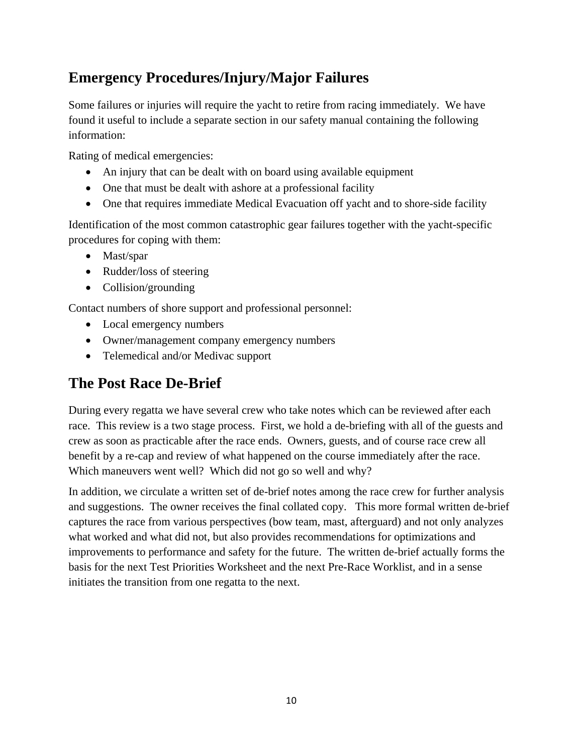## Emergency Procedures/Injury/Major Failures

Some failures or injuries will require the yacht to retire from racing immediately. We have found it useful to include a separate section in our safety manual containing the following information:

Rating of medical emergencies:

- An injury that can be dealt with on board using available equipment
- One that must be dealt with ashore at a professional facility
- One that requires immediate Medical Evacuation off yacht and to shore-side facility

Identification of the most common catastrophic gear failures together with the yacht-specific procedures for coping with them:

- Mast/spar
- Rudder/loss of steering
- Collision/grounding

Contact numbers of shore support and professional personnel:

- Local emergency numbers
- Owner/management company emergency numbers
- Telemedical and/or Medivac support

## The Post Race De-Brief

During every regatta we have several crew who take notes which can be reviewed after each race. This review is a two stage process. First, we hold a de-briefing with all of the guests and crew as soon as practicable after the race ends. Owners, guests, and of course race crew all benefit by a re-cap and review of what happened on the course immediately after the race. Which maneuvers went well? Which did not go so well and why?

In addition, we circulate a written set of de-brief notes among the race crew for further analysis and suggestions. The owner receives the final collated copy. This more formal written de-brief captures the race from various perspectives (bow team, mast, afterguard) and not only analyzes what worked and what did not, but also provides recommendations for optimizations and improvements to performance and safety for the future. The written de-brief actually forms the basis for the next Test Priorities Worksheet and the next Pre-Race Worklist, and in a sense initiates the transition from one regatta to the next.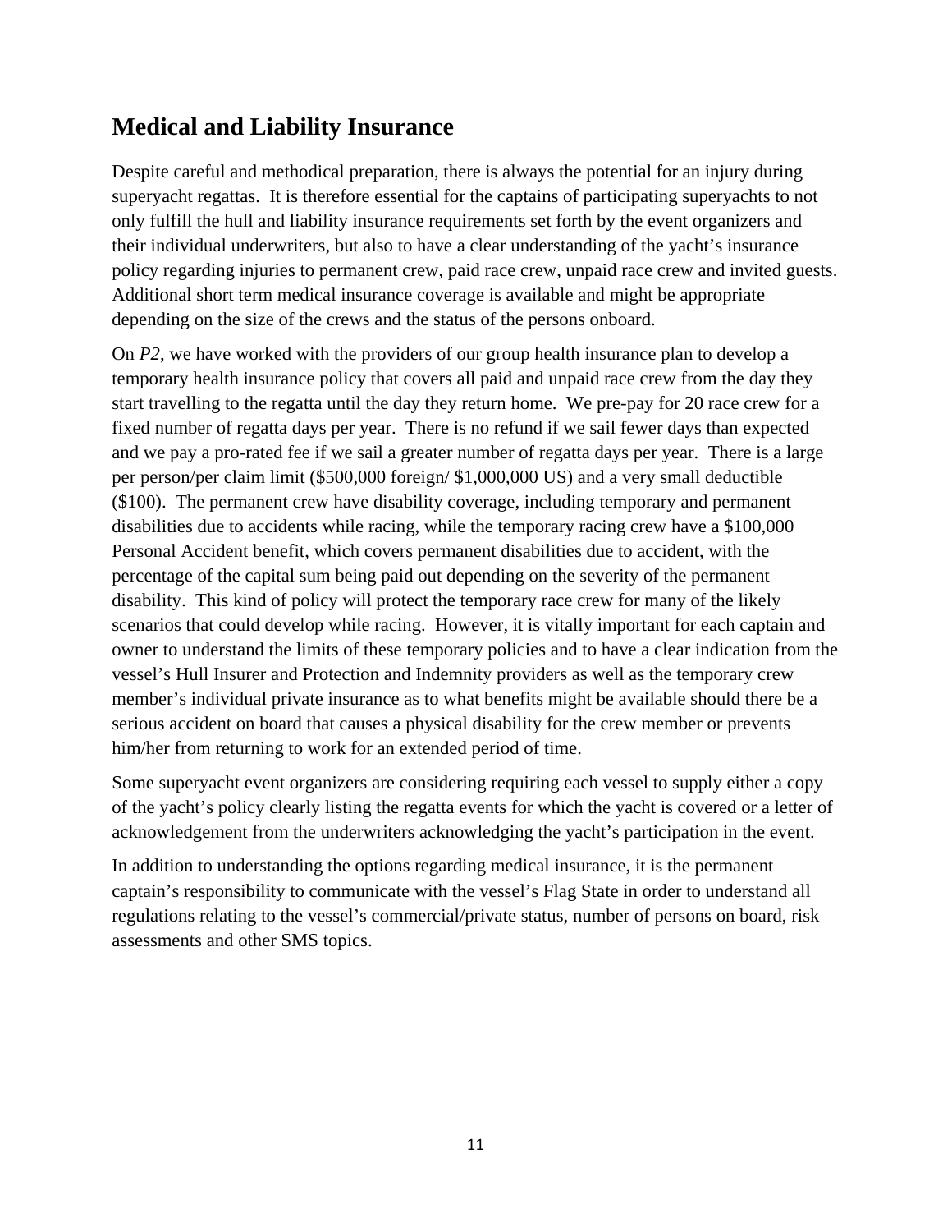## Medical and Liability Insurance

Despite careful and methodical preparation, there is always the potential for an injury during superyacht regattas. It is therefore essential for the captains of participating superyachts to not only fulfill the hull and liability insurance requirements set forth by the event organizers and their individual underwriters, but also to have a clear understanding of the yacht's insurance policy regarding injuries to permanent crew, paid race crew, unpaid race crew and invited guests. Additional short term medical insurance coverage is available and might be appropriate depending on the size of the crews and the status of the persons onboard.

On *P2*, we have worked with the providers of our group health insurance plan to develop a temporary health insurance policy that covers all paid and unpaid race crew from the day they start travelling to the regatta until the day they return home. We pre-pay for 20 race crew for a fixed number of regatta days per year. There is no refund if we sail fewer days than expected and we pay a pro-rated fee if we sail a greater number of regatta days per year. There is a large per person/per claim limit ($500,000 foreign/ $1,000,000 US) and a very small deductible ($100). The permanent crew have disability coverage, including temporary and permanent disabilities due to accidents while racing, while the temporary racing crew have a $100,000 Personal Accident benefit, which covers permanent disabilities due to accident, with the percentage of the capital sum being paid out depending on the severity of the permanent disability. This kind of policy will protect the temporary race crew for many of the likely scenarios that could develop while racing. However, it is vitally important for each captain and owner to understand the limits of these temporary policies and to have a clear indication from the vessel's Hull Insurer and Protection and Indemnity providers as well as the temporary crew member's individual private insurance as to what benefits might be available should there be a serious accident on board that causes a physical disability for the crew member or prevents him/her from returning to work for an extended period of time.

Some superyacht event organizers are considering requiring each vessel to supply either a copy of the yacht's policy clearly listing the regatta events for which the yacht is covered or a letter of acknowledgement from the underwriters acknowledging the yacht's participation in the event.

In addition to understanding the options regarding medical insurance, it is the permanent captain's responsibility to communicate with the vessel's Flag State in order to understand all regulations relating to the vessel's commercial/private status, number of persons on board, risk assessments and other SMS topics.